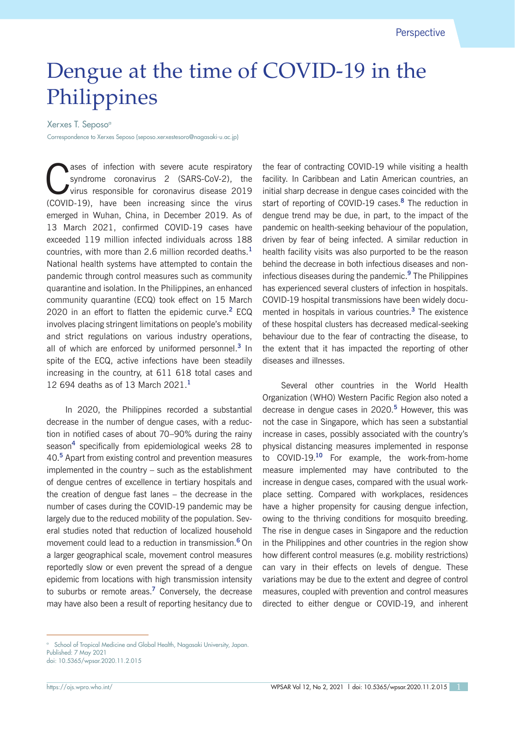Perspective

# Dengue at the time of COVID-19 in the Philippines

Xerxes T. Seposo[a]

Correspondence to Xerxes Seposo (seposo.xerxestesoro@nagasaki-u.ac.jp)

Cases of infection with severe acute respiratory syndrome coronavirus 2 (SARS-CoV-2), the virus responsible for coronavirus disease 2019 (COVID-19), have been increasing since the virus emerged in Wuhan, China, in December 2019. As of 13 March 2021, confirmed COVID-19 cases have exceeded 119 million infected individuals across 188 countries, with more than 2.6 million recorded deaths.[1] National health systems have attempted to contain the pandemic through control measures such as community quarantine and isolation. In the Philippines, an enhanced community quarantine (ECQ) took effect on 15 March 2020 in an effort to flatten the epidemic curve.[2] ECQ involves placing stringent limitations on people's mobility and strict regulations on various industry operations, all of which are enforced by uniformed personnel.[3] In spite of the ECQ, active infections have been steadily increasing in the country, at 611 618 total cases and 12 694 deaths as of 13 March 2021.[1]

In 2020, the Philippines recorded a substantial decrease in the number of dengue cases, with a reduction in notified cases of about 70–90% during the rainy season[4] specifically from epidemiological weeks 28 to 40.[5] Apart from existing control and prevention measures implemented in the country – such as the establishment of dengue centres of excellence in tertiary hospitals and the creation of dengue fast lanes – the decrease in the number of cases during the COVID-19 pandemic may be largely due to the reduced mobility of the population. Several studies noted that reduction of localized household movement could lead to a reduction in transmission.[6] On a larger geographical scale, movement control measures reportedly slow or even prevent the spread of a dengue epidemic from locations with high transmission intensity to suburbs or remote areas.[7] Conversely, the decrease may have also been a result of reporting hesitancy due to the fear of contracting COVID-19 while visiting a health facility. In Caribbean and Latin American countries, an initial sharp decrease in dengue cases coincided with the start of reporting of COVID-19 cases.[8] The reduction in dengue trend may be due, in part, to the impact of the pandemic on health-seeking behaviour of the population, driven by fear of being infected. A similar reduction in health facility visits was also purported to be the reason behind the decrease in both infectious diseases and non-infectious diseases during the pandemic.[9] The Philippines has experienced several clusters of infection in hospitals. COVID-19 hospital transmissions have been widely documented in hospitals in various countries.[3] The existence of these hospital clusters has decreased medical-seeking behaviour due to the fear of contracting the disease, to the extent that it has impacted the reporting of other diseases and illnesses.

Several other countries in the World Health Organization (WHO) Western Pacific Region also noted a decrease in dengue cases in 2020.[5] However, this was not the case in Singapore, which has seen a substantial increase in cases, possibly associated with the country's physical distancing measures implemented in response to COVID-19.[10] For example, the work-from-home measure implemented may have contributed to the increase in dengue cases, compared with the usual workplace setting. Compared with workplaces, residences have a higher propensity for causing dengue infection, owing to the thriving conditions for mosquito breeding. The rise in dengue cases in Singapore and the reduction in the Philippines and other countries in the region show how different control measures (e.g. mobility restrictions) can vary in their effects on levels of dengue. These variations may be due to the extent and degree of control measures, coupled with prevention and control measures directed to either dengue or COVID-19, and inherent

[a] School of Tropical Medicine and Global Health, Nagasaki University, Japan.
Published: 7 May 2021
doi: 10.5365/wpsar.2020.11.2.015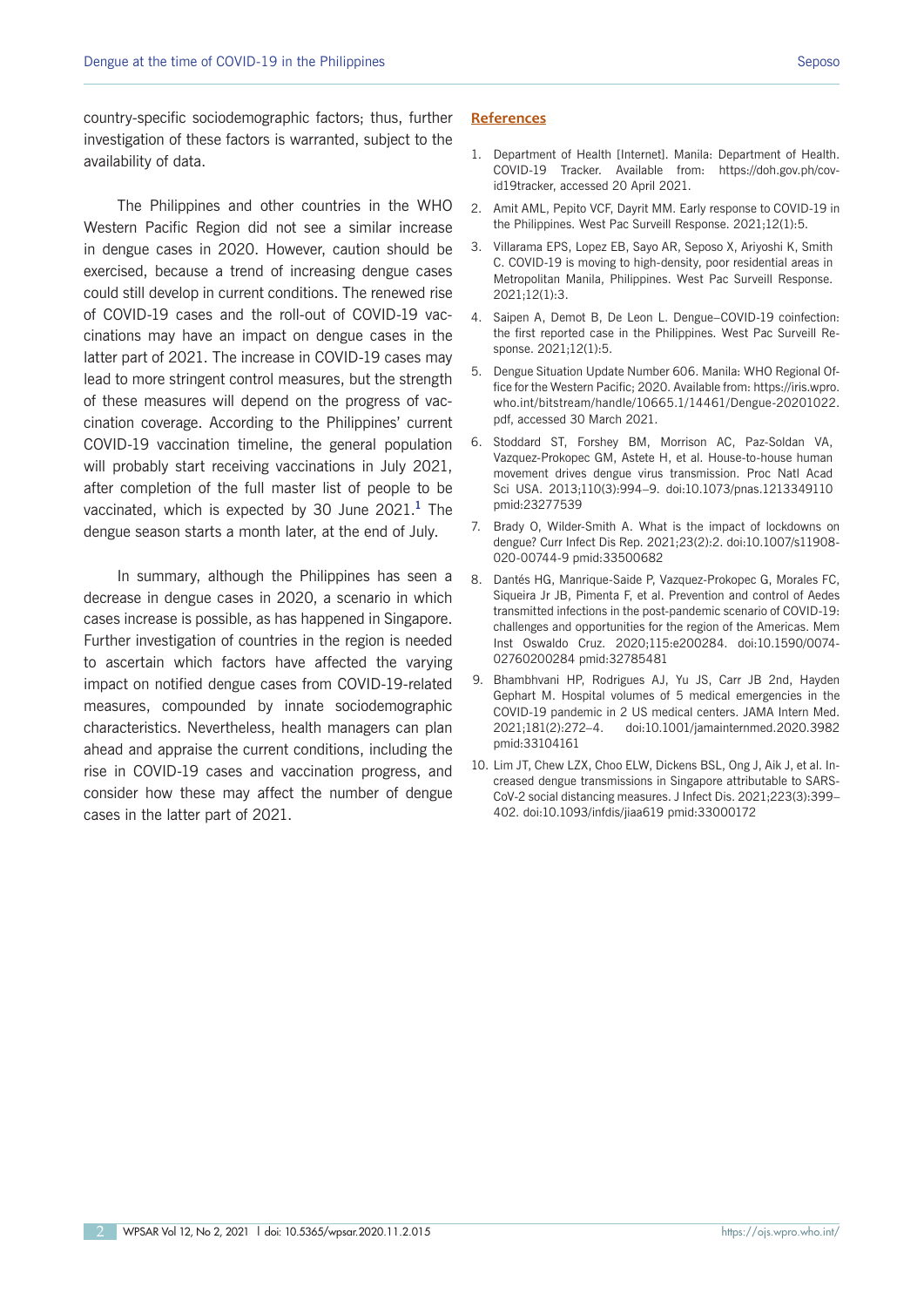country-specific sociodemographic factors; thus, further investigation of these factors is warranted, subject to the availability of data.

The Philippines and other countries in the WHO Western Pacific Region did not see a similar increase in dengue cases in 2020. However, caution should be exercised, because a trend of increasing dengue cases could still develop in current conditions. The renewed rise of COVID-19 cases and the roll-out of COVID-19 vaccinations may have an impact on dengue cases in the latter part of 2021. The increase in COVID-19 cases may lead to more stringent control measures, but the strength of these measures will depend on the progress of vaccination coverage. According to the Philippines' current COVID-19 vaccination timeline, the general population will probably start receiving vaccinations in July 2021, after completion of the full master list of people to be vaccinated, which is expected by 30 June 2021.[1] The dengue season starts a month later, at the end of July.

In summary, although the Philippines has seen a decrease in dengue cases in 2020, a scenario in which cases increase is possible, as has happened in Singapore. Further investigation of countries in the region is needed to ascertain which factors have affected the varying impact on notified dengue cases from COVID-19-related measures, compounded by innate sociodemographic characteristics. Nevertheless, health managers can plan ahead and appraise the current conditions, including the rise in COVID-19 cases and vaccination progress, and consider how these may affect the number of dengue cases in the latter part of 2021.

## References

1. Department of Health [Internet]. Manila: Department of Health. COVID-19 Tracker. Available from: https://doh.gov.ph/covid19tracker, accessed 20 April 2021.
2. Amit AML, Pepito VCF, Dayrit MM. Early response to COVID-19 in the Philippines. West Pac Surveill Response. 2021;12(1):5.
3. Villarama EPS, Lopez EB, Sayo AR, Seposo X, Ariyoshi K, Smith C. COVID-19 is moving to high-density, poor residential areas in Metropolitan Manila, Philippines. West Pac Surveill Response. 2021;12(1):3.
4. Saipen A, Demot B, De Leon L. Dengue–COVID-19 coinfection: the first reported case in the Philippines. West Pac Surveill Response. 2021;12(1):5.
5. Dengue Situation Update Number 606. Manila: WHO Regional Office for the Western Pacific; 2020. Available from: https://iris.wpro.who.int/bitstream/handle/10665.1/14461/Dengue-20201022.pdf, accessed 30 March 2021.
6. Stoddard ST, Forshey BM, Morrison AC, Paz-Soldan VA, Vazquez-Prokopec GM, Astete H, et al. House-to-house human movement drives dengue virus transmission. Proc Natl Acad Sci USA. 2013;110(3):994–9. doi:10.1073/pnas.1213349110 pmid:23277539
7. Brady O, Wilder-Smith A. What is the impact of lockdowns on dengue? Curr Infect Dis Rep. 2021;23(2):2. doi:10.1007/s11908-020-00744-9 pmid:33500682
8. Dantés HG, Manrique-Saide P, Vazquez-Prokopec G, Morales FC, Siqueira Jr JB, Pimenta F, et al. Prevention and control of Aedes transmitted infections in the post-pandemic scenario of COVID-19: challenges and opportunities for the region of the Americas. Mem Inst Oswaldo Cruz. 2020;115:e200284. doi:10.1590/0074-02760200284 pmid:32785481
9. Bhambhvani HP, Rodrigues AJ, Yu JS, Carr JB 2nd, Hayden Gephart M. Hospital volumes of 5 medical emergencies in the COVID-19 pandemic in 2 US medical centers. JAMA Intern Med. 2021;181(2):272–4. doi:10.1001/jamainternmed.2020.3982 pmid:33104161
10. Lim JT, Chew LZX, Choo ELW, Dickens BSL, Ong J, Aik J, et al. Increased dengue transmissions in Singapore attributable to SARS-CoV-2 social distancing measures. J Infect Dis. 2021;223(3):399–402. doi:10.1093/infdis/jiaa619 pmid:33000172